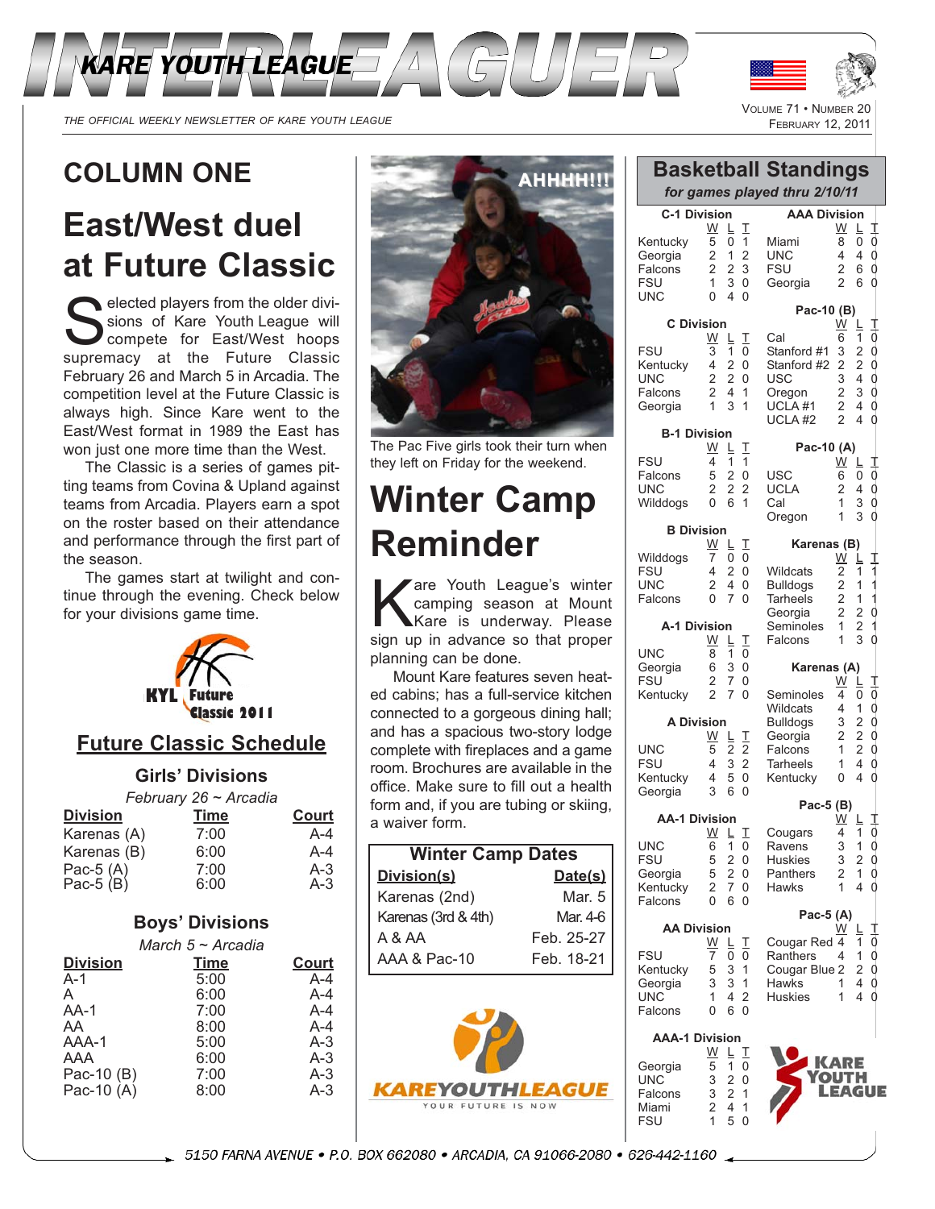# INTERLEAGUER

## KARE YOUTH LEAGUE

*THE OFFICIAL WEEKLY NEWSLETTER OF KARE YOUTH LEAGUE*

VOLUME 71 • NUMBER 20
FEBRUARY 12, 2011

## COLUMN ONE

# East/West duel at Future Classic

Selected players from the older divisions of Kare Youth League will compete for East/West hoops supremacy at the Future Classic February 26 and March 5 in Arcadia. The competition level at the Future Classic is always high. Since Kare went to the East/West format in 1989 the East has won just one more time than the West.

The Classic is a series of games pitting teams from Covina & Upland against teams from Arcadia. Players earn a spot on the roster based on their attendance and performance through the first part of the season.

The games start at twilight and continue through the evening. Check below for your divisions game time.

KYL Future Classic 2011

## Future Classic Schedule

### Girls' Divisions

*February 26 ~ Arcadia*

| Division | Time | Court |
|---|---|---|
| Karenas (A) | 7:00 | A-4 |
| Karenas (B) | 6:00 | A-4 |
| Pac-5 (A) | 7:00 | A-3 |
| Pac-5 (B) | 6:00 | A-3 |

### Boys' Divisions

*March 5 ~ Arcadia*

| Division | Time | Court |
|---|---|---|
| A-1 | 5:00 | A-4 |
| A | 6:00 | A-4 |
| AA-1 | 7:00 | A-4 |
| AA | 8:00 | A-4 |
| AAA-1 | 5:00 | A-3 |
| AAA | 6:00 | A-3 |
| Pac-10 (B) | 7:00 | A-3 |
| Pac-10 (A) | 8:00 | A-3 |

AHHHH!!!

The Pac Five girls took their turn when they left on Friday for the weekend.

# Winter Camp Reminder

Kare Youth League's winter camping season at Mount Kare is underway. Please sign up in advance so that proper planning can be done.

Mount Kare features seven heated cabins; has a full-service kitchen connected to a gorgeous dining hall; and has a spacious two-story lodge complete with fireplaces and a game room. Brochures are available in the office. Make sure to fill out a health form and, if you are tubing or skiing, a waiver form.

### Winter Camp Dates

| Division(s) | Date(s) |
|---|---|
| Karenas (2nd) | Mar. 5 |
| Karenas (3rd & 4th) | Mar. 4-6 |
| A & AA | Feb. 25-27 |
| AAA & Pac-10 | Feb. 18-21 |

KAREYOUTHLEAGUE
YOUR FUTURE IS NOW

## Basketball Standings

*for games played thru 2/10/11*

**C-1 Division**

| | W | L | T |
|---|---|---|---|
| Kentucky | 5 | 0 | 1 |
| Georgia | 2 | 1 | 2 |
| Falcons | 2 | 2 | 3 |
| FSU | 1 | 3 | 0 |
| UNC | 0 | 4 | 0 |

**C Division**

| | W | L | T |
|---|---|---|---|
| FSU | 3 | 1 | 0 |
| Kentucky | 4 | 2 | 0 |
| UNC | 2 | 2 | 0 |
| Falcons | 2 | 4 | 1 |
| Georgia | 1 | 3 | 1 |

**B-1 Division**

| | W | L | T |
|---|---|---|---|
| FSU | 4 | 1 | 1 |
| Falcons | 5 | 2 | 0 |
| UNC | 2 | 2 | 2 |
| Wilddogs | 0 | 6 | 1 |

**B Division**

| | W | L | T |
|---|---|---|---|
| Wilddogs | 7 | 0 | 0 |
| FSU | 4 | 2 | 0 |
| UNC | 2 | 4 | 0 |
| Falcons | 0 | 7 | 0 |

**A-1 Division**

| | W | L | T |
|---|---|---|---|
| UNC | 8 | 1 | 0 |
| Georgia | 6 | 3 | 0 |
| FSU | 2 | 7 | 0 |
| Kentucky | 2 | 7 | 0 |

**A Division**

| | W | L | T |
|---|---|---|---|
| UNC | 5 | 2 | 2 |
| FSU | 4 | 3 | 2 |
| Kentucky | 4 | 5 | 0 |
| Georgia | 3 | 6 | 0 |

**AA-1 Division**

| | W | L | T |
|---|---|---|---|
| UNC | 6 | 1 | 0 |
| FSU | 5 | 2 | 0 |
| Georgia | 5 | 2 | 0 |
| Kentucky | 2 | 7 | 0 |
| Falcons | 0 | 6 | 0 |

**AA Division**

| | W | L | T |
|---|---|---|---|
| FSU | 7 | 0 | 0 |
| Kentucky | 5 | 3 | 1 |
| Georgia | 3 | 3 | 1 |
| UNC | 1 | 4 | 2 |
| Falcons | 0 | 6 | 0 |

**AAA-1 Division**

| | W | L | T |
|---|---|---|---|
| Georgia | 5 | 1 | 0 |
| UNC | 3 | 2 | 0 |
| Falcons | 3 | 2 | 1 |
| Miami | 2 | 4 | 1 |
| FSU | 1 | 5 | 0 |

**AAA Division**

| | W | L | T |
|---|---|---|---|
| Miami | 8 | 0 | 0 |
| UNC | 4 | 4 | 0 |
| FSU | 2 | 6 | 0 |
| Georgia | 2 | 6 | 0 |

**Pac-10 (B)**

| | W | L | T |
|---|---|---|---|
| Cal | 6 | 1 | 0 |
| Stanford #1 | 3 | 2 | 0 |
| Stanford #2 | 2 | 2 | 0 |
| USC | 3 | 4 | 0 |
| Oregon | 2 | 3 | 0 |
| UCLA #1 | 2 | 4 | 0 |
| UCLA #2 | 2 | 4 | 0 |

**Pac-10 (A)**

| | W | L | T |
|---|---|---|---|
| USC | 6 | 0 | 0 |
| UCLA | 2 | 4 | 0 |
| Cal | 1 | 3 | 0 |
| Oregon | 1 | 3 | 0 |

**Karenas (B)**

| | W | L | T |
|---|---|---|---|
| Wildcats | 2 | 1 | 1 |
| Bulldogs | 2 | 1 | 1 |
| Tarheels | 2 | 1 | 1 |
| Georgia | 2 | 2 | 0 |
| Seminoles | 1 | 2 | 1 |
| Falcons | 1 | 3 | 0 |

**Karenas (A)**

| | W | L | T |
|---|---|---|---|
| Seminoles | 4 | 0 | 0 |
| Wildcats | 4 | 1 | 0 |
| Bulldogs | 3 | 2 | 0 |
| Georgia | 2 | 2 | 0 |
| Falcons | 1 | 2 | 0 |
| Tarheels | 1 | 4 | 0 |
| Kentucky | 0 | 4 | 0 |

**Pac-5 (B)**

| | W | L | T |
|---|---|---|---|
| Cougars | 4 | 1 | 0 |
| Ravens | 3 | 1 | 0 |
| Huskies | 3 | 2 | 0 |
| Panthers | 2 | 1 | 0 |
| Hawks | 1 | 4 | 0 |

**Pac-5 (A)**

| | W | L | T |
|---|---|---|---|
| Cougar Red | 4 | 1 | 0 |
| Ranthers | 4 | 1 | 0 |
| Cougar Blue | 2 | 2 | 0 |
| Hawks | 1 | 4 | 0 |
| Huskies | 1 | 4 | 0 |

KARE YOUTH LEAGUE

5150 FARNA AVENUE • P.O. BOX 662080 • ARCADIA, CA 91066-2080 • 626-442-1160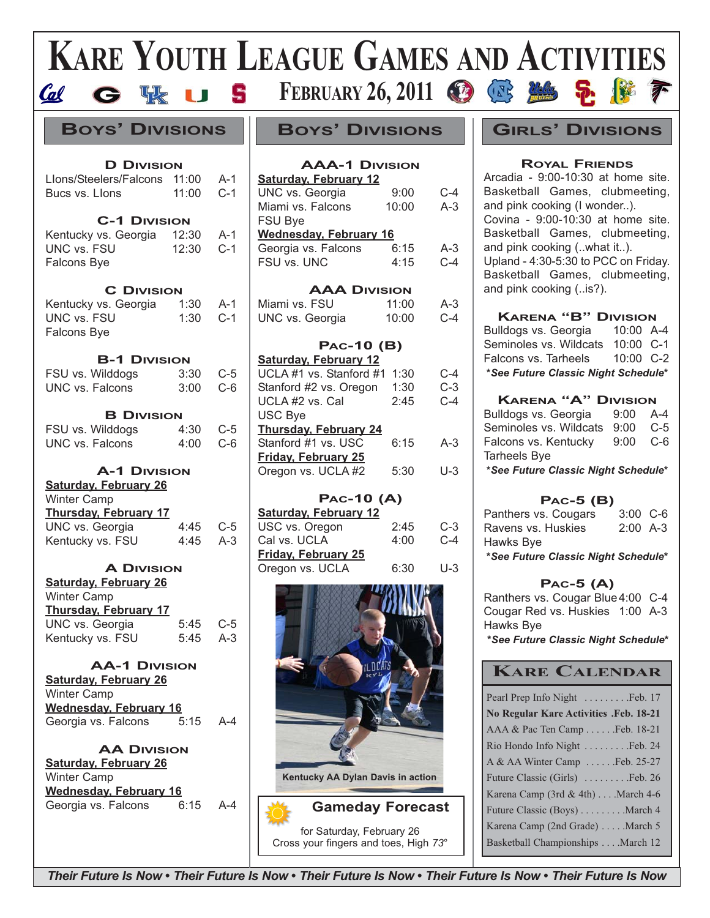# Kare Youth League Games and Activities

## February 26, 2011

## Boys' Divisions

### D Division

| | | |
|---|---|---|
| LIons/Steelers/Falcons | 11:00 | A-1 |
| Bucs vs. LIons | 11:00 | C-1 |

### C-1 Division

| | | |
|---|---|---|
| Kentucky vs. Georgia | 12:30 | A-1 |
| UNC vs. FSU | 12:30 | C-1 |
| Falcons Bye | | |

### C Division

| | | |
|---|---|---|
| Kentucky vs. Georgia | 1:30 | A-1 |
| UNC vs. FSU | 1:30 | C-1 |
| Falcons Bye | | |

### B-1 Division

| | | |
|---|---|---|
| FSU vs. Wilddogs | 3:30 | C-5 |
| UNC vs. Falcons | 3:00 | C-6 |

### B Division

| | | |
|---|---|---|
| FSU vs. Wilddogs | 4:30 | C-5 |
| UNC vs. Falcons | 4:00 | C-6 |

### A-1 Division

**Saturday, February 26**
Winter Camp

**Thursday, February 17**

| | | |
|---|---|---|
| UNC vs. Georgia | 4:45 | C-5 |
| Kentucky vs. FSU | 4:45 | A-3 |

### A Division

**Saturday, February 26**
Winter Camp

**Thursday, February 17**

| | | |
|---|---|---|
| UNC vs. Georgia | 5:45 | C-5 |
| Kentucky vs. FSU | 5:45 | A-3 |

### AA-1 Division

**Saturday, February 26**
Winter Camp

**Wednesday, February 16**

| | | |
|---|---|---|
| Georgia vs. Falcons | 5:15 | A-4 |

### AA Division

**Saturday, February 26**
Winter Camp

**Wednesday, February 16**

| | | |
|---|---|---|
| Georgia vs. Falcons | 6:15 | A-4 |

## Boys' Divisions

### AAA-1 Division

**Saturday, February 12**

| | | |
|---|---|---|
| UNC vs. Georgia | 9:00 | C-4 |
| Miami vs. Falcons | 10:00 | A-3 |
| FSU Bye | | |

**Wednesday, February 16**

| | | |
|---|---|---|
| Georgia vs. Falcons | 6:15 | A-3 |
| FSU vs. UNC | 4:15 | C-4 |

### AAA Division

| | | |
|---|---|---|
| Miami vs. FSU | 11:00 | A-3 |
| UNC vs. Georgia | 10:00 | C-4 |

### Pac-10 (B)

**Saturday, February 12**

| | | |
|---|---|---|
| UCLA #1 vs. Stanford #1 | 1:30 | C-4 |
| Stanford #2 vs. Oregon | 1:30 | C-3 |
| UCLA #2 vs. Cal | 2:45 | C-4 |
| USC Bye | | |

**Thursday, February 24**

| | | |
|---|---|---|
| Stanford #1 vs. USC | 6:15 | A-3 |

**Friday, February 25**

| | | |
|---|---|---|
| Oregon vs. UCLA #2 | 5:30 | U-3 |

### Pac-10 (A)

**Saturday, February 12**

| | | |
|---|---|---|
| USC vs. Oregon | 2:45 | C-3 |
| Cal vs. UCLA | 4:00 | C-4 |

**Friday, February 25**

| | | |
|---|---|---|
| Oregon vs. UCLA | 6:30 | U-3 |

Kentucky AA Dylan Davis in action

### Gameday Forecast

for Saturday, February 26
Cross your fingers and toes, High 73°

## Girls' Divisions

### Royal Friends

Arcadia - 9:00-10:30 at home site. Basketball Games, clubmeeting, and pink cooking (I wonder..).
Covina - 9:00-10:30 at home site. Basketball Games, clubmeeting, and pink cooking (..what it..).
Upland - 4:30-5:30 to PCC on Friday. Basketball Games, clubmeeting, and pink cooking (..is?).

### Karena "B" Division

| | | |
|---|---|---|
| Bulldogs vs. Georgia | 10:00 | A-4 |
| Seminoles vs. Wildcats | 10:00 | C-1 |
| Falcons vs. Tarheels | 10:00 | C-2 |

***See Future Classic Night Schedule***

### Karena "A" Division

| | | |
|---|---|---|
| Bulldogs vs. Georgia | 9:00 | A-4 |
| Seminoles vs. Wildcats | 9:00 | C-5 |
| Falcons vs. Kentucky | 9:00 | C-6 |
| Tarheels Bye | | |

***See Future Classic Night Schedule***

### Pac-5 (B)

| | | |
|---|---|---|
| Panthers vs. Cougars | 3:00 | C-6 |
| Ravens vs. Huskies | 2:00 | A-3 |
| Hawks Bye | | |

***See Future Classic Night Schedule***

### Pac-5 (A)

| | | |
|---|---|---|
| Ranthers vs. Cougar Blue | 4:00 | C-4 |
| Cougar Red vs. Huskies | 1:00 | A-3 |
| Hawks Bye | | |

***See Future Classic Night Schedule***

## Kare Calendar

| | |
|---|---|
| Pearl Prep Info Night | Feb. 17 |
| **No Regular Kare Activities** | **Feb. 18-21** |
| AAA & Pac Ten Camp | Feb. 18-21 |
| Rio Hondo Info Night | Feb. 24 |
| A & AA Winter Camp | Feb. 25-27 |
| Future Classic (Girls) | Feb. 26 |
| Karena Camp (3rd & 4th) | March 4-6 |
| Future Classic (Boys) | March 4 |
| Karena Camp (2nd Grade) | March 5 |
| Basketball Championships | March 12 |

*Their Future Is Now • Their Future Is Now • Their Future Is Now • Their Future Is Now • Their Future Is Now*